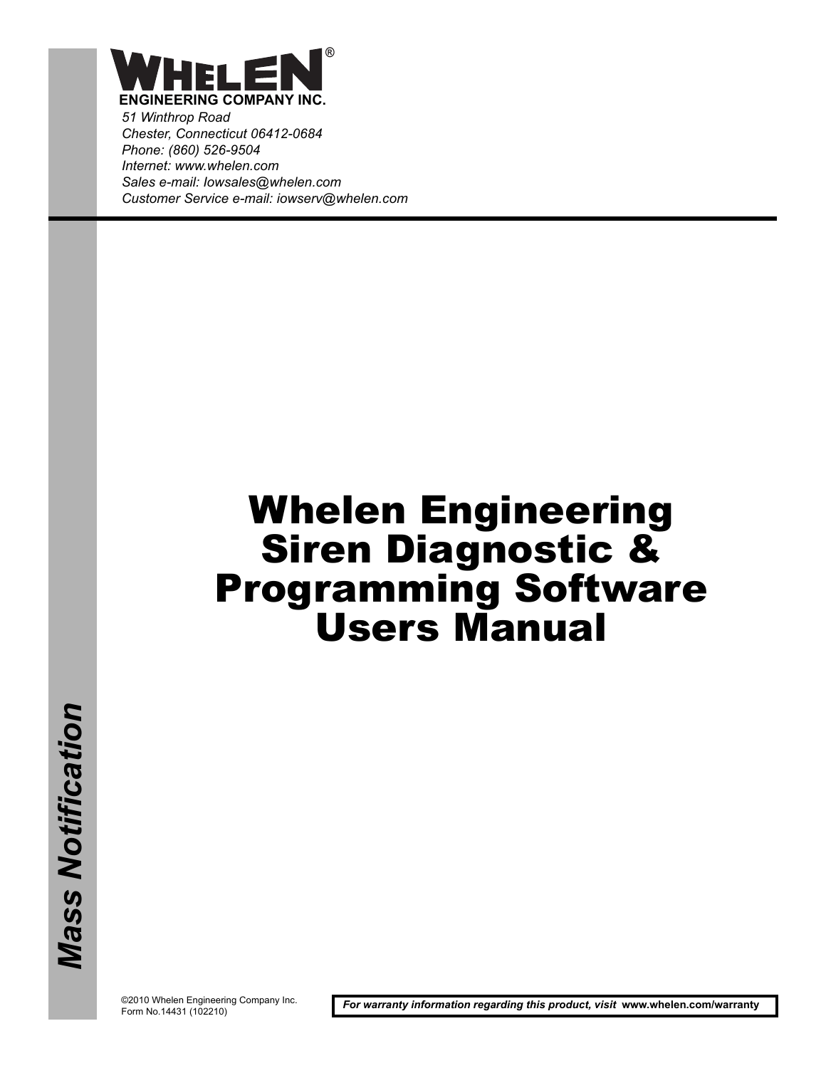**WHELEN®**

**ENGINEERING COMPANY INC.**

*51 Winthrop Road*
*Chester, Connecticut 06412-0684*
*Phone: (860) 526-9504*
*Internet: www.whelen.com*
*Sales e-mail: Iowsales@whelen.com*
*Customer Service e-mail: iowserv@whelen.com*

# Whelen Engineering Siren Diagnostic & Programming Software Users Manual

***Mass Notification***

©2010 Whelen Engineering Company Inc.
Form No.14431 (102210)

***For warranty information regarding this product, visit* www.whelen.com/warranty**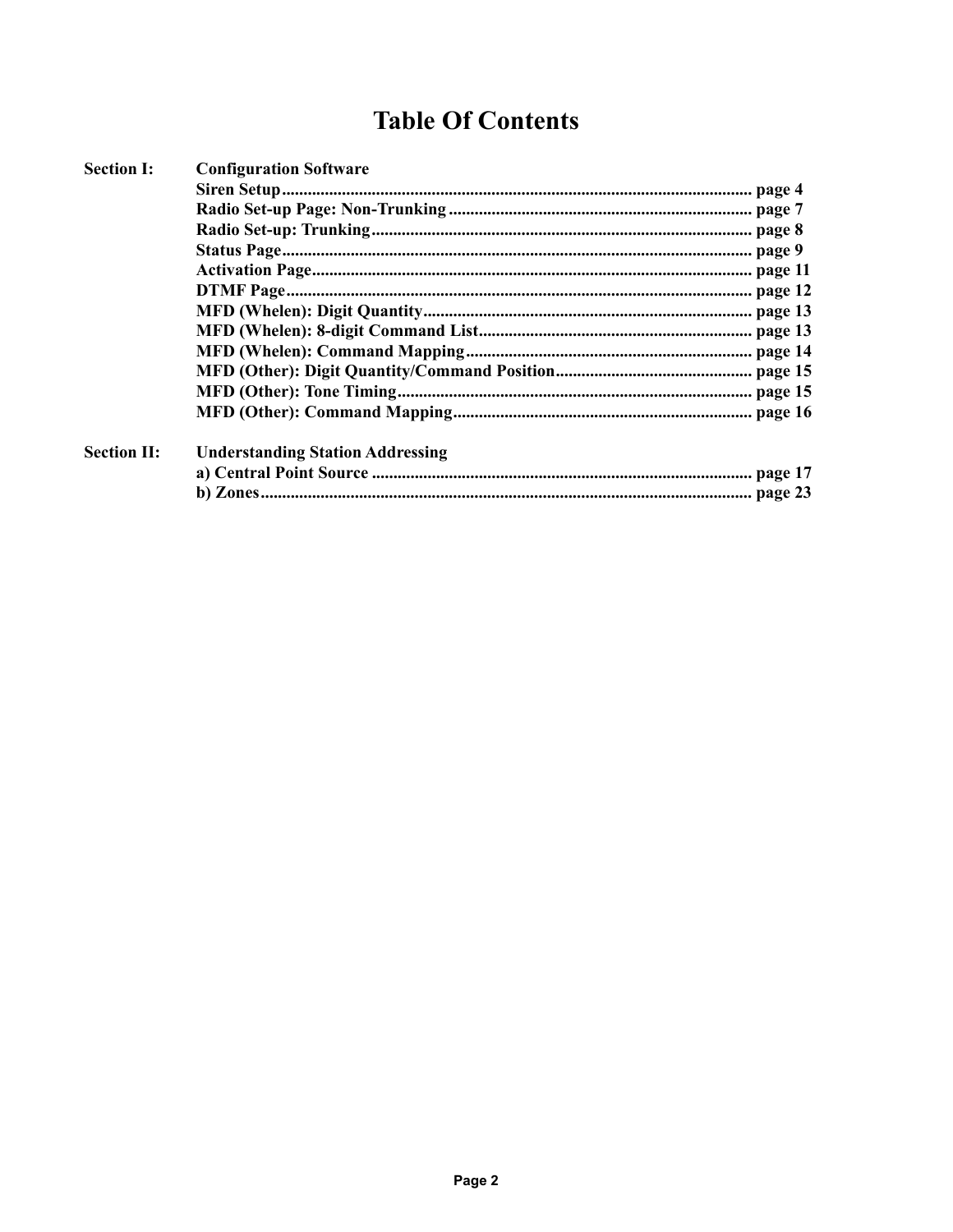# Table Of Contents

**Section I: Configuration Software**

- **Siren Setup** ... page 4
- **Radio Set-up Page: Non-Trunking** ... page 7
- **Radio Set-up: Trunking** ... page 8
- **Status Page** ... page 9
- **Activation Page** ... page 11
- **DTMF Page** ... page 12
- **MFD (Whelen): Digit Quantity** ... page 13
- **MFD (Whelen): 8-digit Command List** ... page 13
- **MFD (Whelen): Command Mapping** ... page 14
- **MFD (Other): Digit Quantity/Command Position** ... page 15
- **MFD (Other): Tone Timing** ... page 15
- **MFD (Other): Command Mapping** ... page 16

**Section II: Understanding Station Addressing**

- **a) Central Point Source** ... page 17
- **b) Zones** ... page 23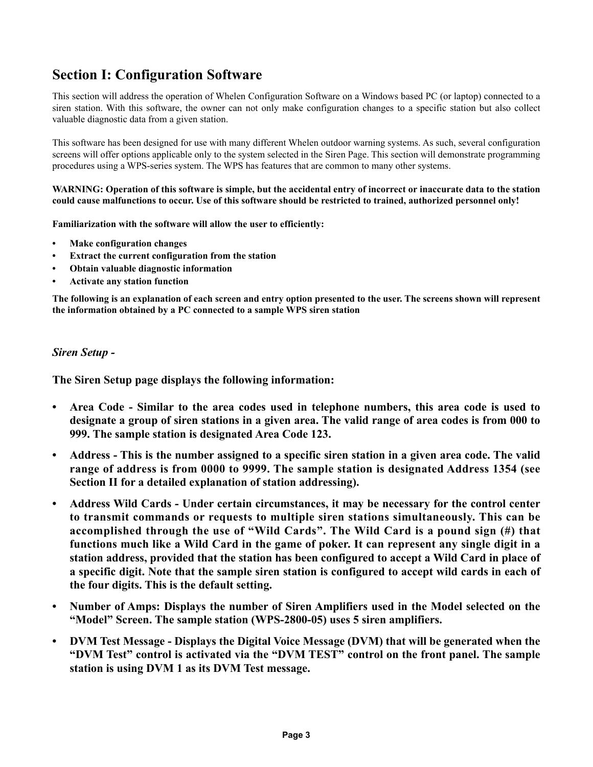# Section I: Configuration Software

This section will address the operation of Whelen Configuration Software on a Windows based PC (or laptop) connected to a siren station. With this software, the owner can not only make configuration changes to a specific station but also collect valuable diagnostic data from a given station.

This software has been designed for use with many different Whelen outdoor warning systems. As such, several configuration screens will offer options applicable only to the system selected in the Siren Page. This section will demonstrate programming procedures using a WPS-series system. The WPS has features that are common to many other systems.

**WARNING: Operation of this software is simple, but the accidental entry of incorrect or inaccurate data to the station could cause malfunctions to occur. Use of this software should be restricted to trained, authorized personnel only!**

**Familiarization with the software will allow the user to efficiently:**

- **Make configuration changes**
- **Extract the current configuration from the station**
- **Obtain valuable diagnostic information**
- **Activate any station function**

**The following is an explanation of each screen and entry option presented to the user. The screens shown will represent the information obtained by a PC connected to a sample WPS siren station**

### *Siren Setup -*

**The Siren Setup page displays the following information:**

- **Area Code - Similar to the area codes used in telephone numbers, this area code is used to designate a group of siren stations in a given area. The valid range of area codes is from 000 to 999. The sample station is designated Area Code 123.**
- **Address - This is the number assigned to a specific siren station in a given area code. The valid range of address is from 0000 to 9999. The sample station is designated Address 1354 (see Section II for a detailed explanation of station addressing).**
- **Address Wild Cards - Under certain circumstances, it may be necessary for the control center to transmit commands or requests to multiple siren stations simultaneously. This can be accomplished through the use of "Wild Cards". The Wild Card is a pound sign (#) that functions much like a Wild Card in the game of poker. It can represent any single digit in a station address, provided that the station has been configured to accept a Wild Card in place of a specific digit. Note that the sample siren station is configured to accept wild cards in each of the four digits. This is the default setting.**
- **Number of Amps: Displays the number of Siren Amplifiers used in the Model selected on the "Model" Screen. The sample station (WPS-2800-05) uses 5 siren amplifiers.**
- **DVM Test Message - Displays the Digital Voice Message (DVM) that will be generated when the "DVM Test" control is activated via the "DVM TEST" control on the front panel. The sample station is using DVM 1 as its DVM Test message.**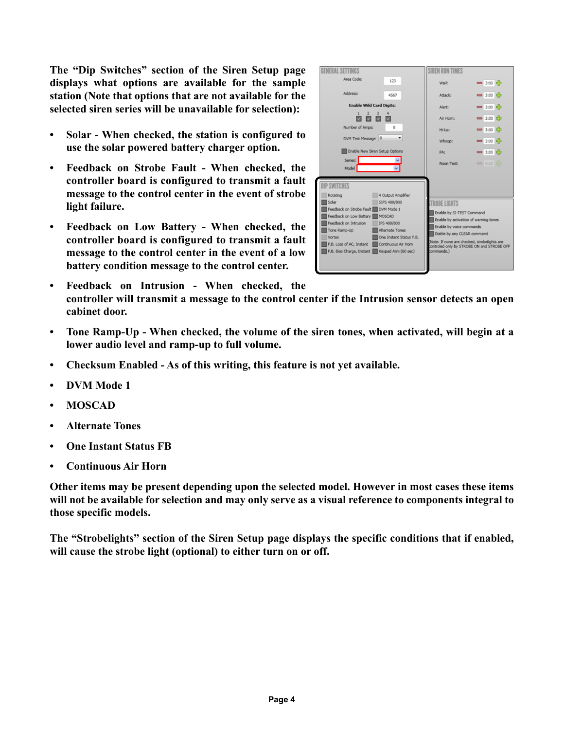**The "Dip Switches" section of the Siren Setup page displays what options are available for the sample station (Note that options that are not available for the selected siren series will be unavailable for selection):**

- **Solar - When checked, the station is configured to use the solar powered battery charger option.**
- **Feedback on Strobe Fault - When checked, the controller board is configured to transmit a fault message to the control center in the event of strobe light failure.**
- **Feedback on Low Battery - When checked, the controller board is configured to transmit a fault message to the control center in the event of a low battery condition message to the control center.**
- **Feedback on Intrusion - When checked, the controller will transmit a message to the control center if the Intrusion sensor detects an open cabinet door.**
- **Tone Ramp-Up - When checked, the volume of the siren tones, when activated, will begin at a lower audio level and ramp-up to full volume.**
- **Checksum Enabled - As of this writing, this feature is not yet available.**
- **DVM Mode 1**
- **MOSCAD**
- **Alternate Tones**
- **One Instant Status FB**
- **Continuous Air Horn**

**Other items may be present depending upon the selected model. However in most cases these items will not be available for selection and may only serve as a visual reference to components integral to those specific models.**

**The "Strobelights" section of the Siren Setup page displays the specific conditions that if enabled, will cause the strobe light (optional) to either turn on or off.**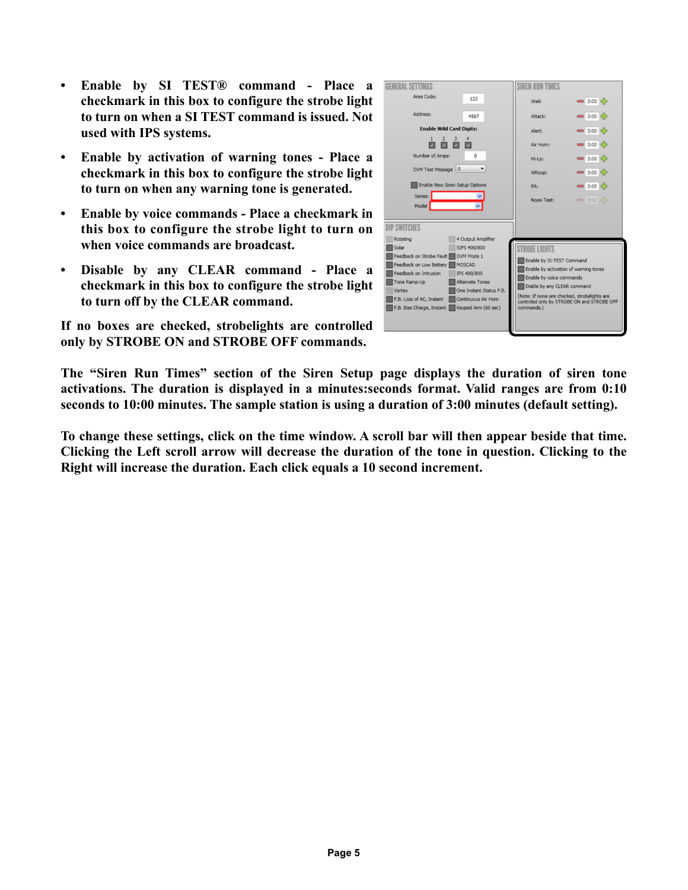- **Enable by SI TEST® command - Place a checkmark in this box to configure the strobe light to turn on when a SI TEST command is issued. Not used with IPS systems.**
- **Enable by activation of warning tones - Place a checkmark in this box to configure the strobe light to turn on when any warning tone is generated.**
- **Enable by voice commands - Place a checkmark in this box to configure the strobe light to turn on when voice commands are broadcast.**
- **Disable by any CLEAR command - Place a checkmark in this box to configure the strobe light to turn off by the CLEAR command.**

**If no boxes are checked, strobelights are controlled only by STROBE ON and STROBE OFF commands.**

**The "Siren Run Times" section of the Siren Setup page displays the duration of siren tone activations. The duration is displayed in a minutes:seconds format. Valid ranges are from 0:10 seconds to 10:00 minutes. The sample station is using a duration of 3:00 minutes (default setting).**

**To change these settings, click on the time window. A scroll bar will then appear beside that time. Clicking the Left scroll arrow will decrease the duration of the tone in question. Clicking to the Right will increase the duration. Each click equals a 10 second increment.**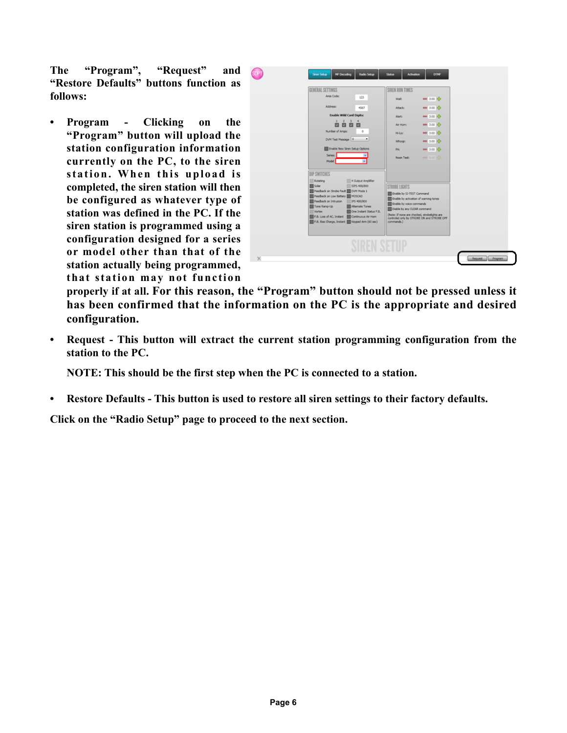The "Program", "Request" and "Restore Defaults" buttons function as follows:

- **Program - Clicking on the "Program" button will upload the station configuration information currently on the PC, to the siren station. When this upload is completed, the siren station will then be configured as whatever type of station was defined in the PC. If the siren station is programmed using a configuration designed for a series or model other than that of the station actually being programmed, that station may not function properly if at all. For this reason, the "Program" button should not be pressed unless it has been confirmed that the information on the PC is the appropriate and desired configuration.**

- **Request - This button will extract the current station programming configuration from the station to the PC.**

  **NOTE: This should be the first step when the PC is connected to a station.**

- **Restore Defaults - This button is used to restore all siren settings to their factory defaults.**

**Click on the "Radio Setup" page to proceed to the next section.**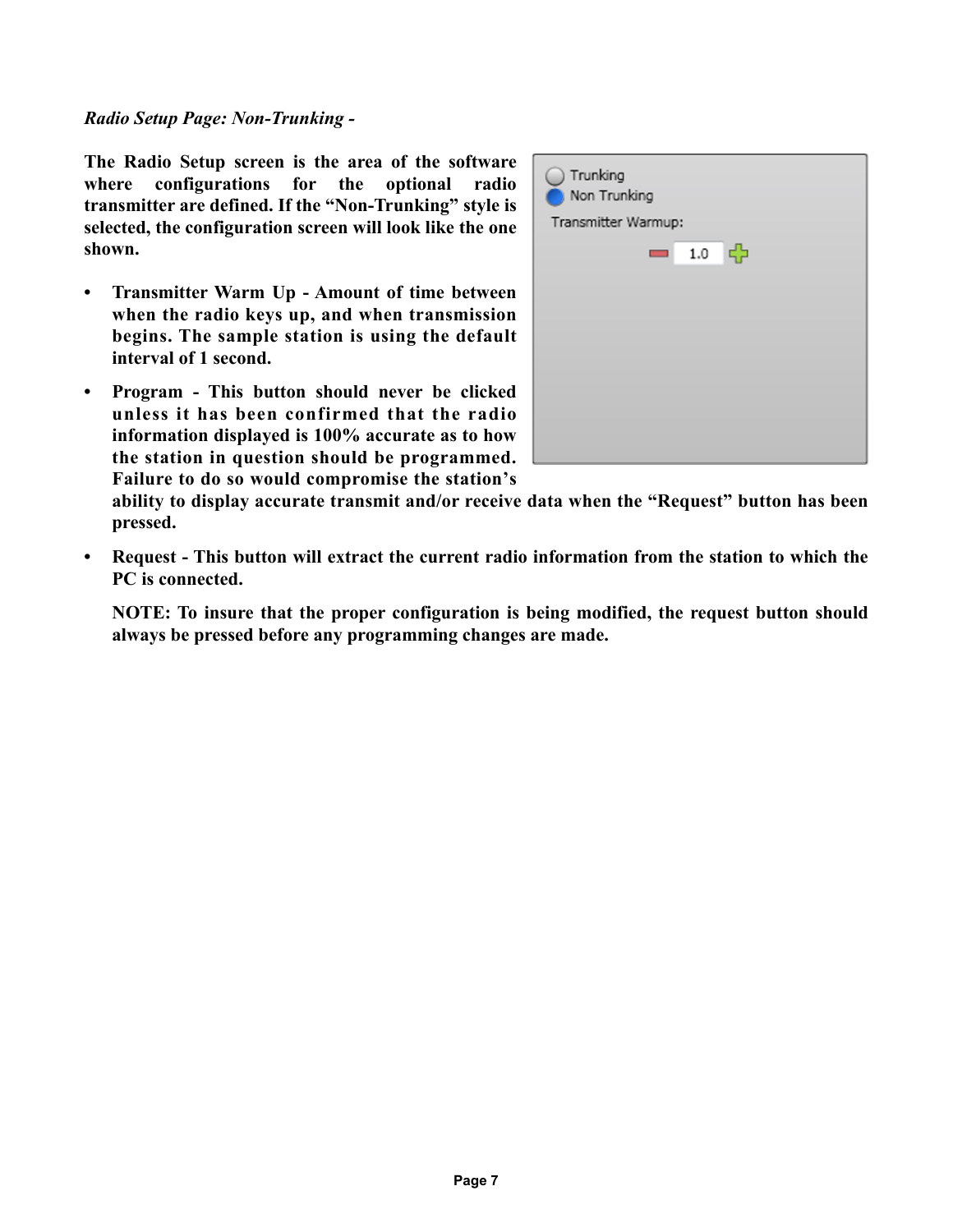*Radio Setup Page: Non-Trunking -*

**The Radio Setup screen is the area of the software where configurations for the optional radio transmitter are defined. If the "Non-Trunking" style is selected, the configuration screen will look like the one shown.**

- **Transmitter Warm Up - Amount of time between when the radio keys up, and when transmission begins. The sample station is using the default interval of 1 second.**
- **Program - This button should never be clicked unless it has been confirmed that the radio information displayed is 100% accurate as to how the station in question should be programmed. Failure to do so would compromise the station's ability to display accurate transmit and/or receive data when the "Request" button has been pressed.**
- **Request - This button will extract the current radio information from the station to which the PC is connected.**

  **NOTE: To insure that the proper configuration is being modified, the request button should always be pressed before any programming changes are made.**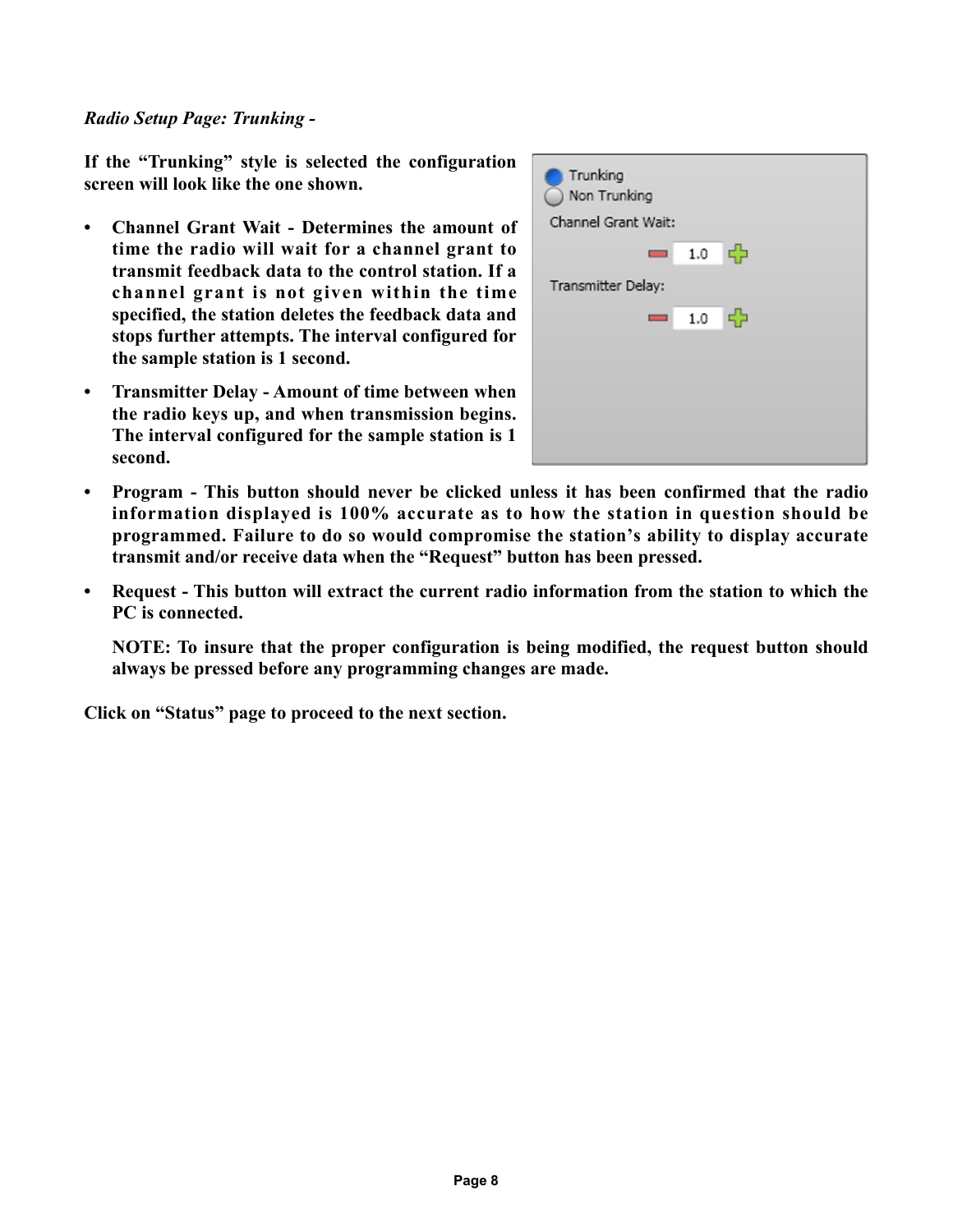*Radio Setup Page: Trunking -*

**If the "Trunking" style is selected the configuration screen will look like the one shown.**

- **Channel Grant Wait - Determines the amount of time the radio will wait for a channel grant to transmit feedback data to the control station. If a channel grant is not given within the time specified, the station deletes the feedback data and stops further attempts. The interval configured for the sample station is 1 second.**
- **Transmitter Delay - Amount of time between when the radio keys up, and when transmission begins. The interval configured for the sample station is 1 second.**
- **Program - This button should never be clicked unless it has been confirmed that the radio information displayed is 100% accurate as to how the station in question should be programmed. Failure to do so would compromise the station's ability to display accurate transmit and/or receive data when the "Request" button has been pressed.**
- **Request - This button will extract the current radio information from the station to which the PC is connected.**

  **NOTE: To insure that the proper configuration is being modified, the request button should always be pressed before any programming changes are made.**

**Click on "Status" page to proceed to the next section.**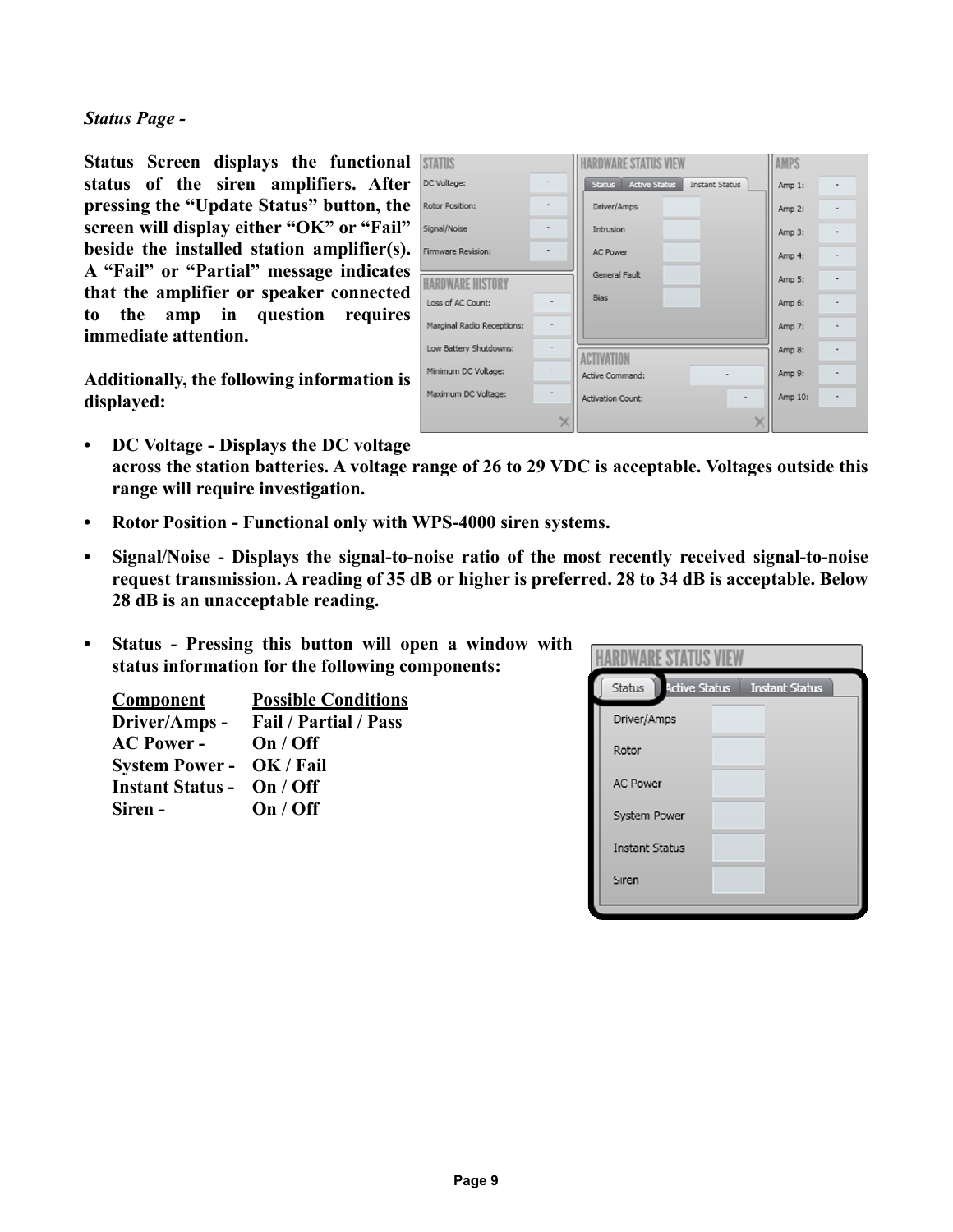*Status Page -*

**Status Screen displays the functional status of the siren amplifiers. After pressing the "Update Status" button, the screen will display either "OK" or "Fail" beside the installed station amplifier(s). A "Fail" or "Partial" message indicates that the amplifier or speaker connected to the amp in question requires immediate attention.**

**Additionally, the following information is displayed:**

- **DC Voltage - Displays the DC voltage across the station batteries. A voltage range of 26 to 29 VDC is acceptable. Voltages outside this range will require investigation.**
- **Rotor Position - Functional only with WPS-4000 siren systems.**
- **Signal/Noise - Displays the signal-to-noise ratio of the most recently received signal-to-noise request transmission. A reading of 35 dB or higher is preferred. 28 to 34 dB is acceptable. Below 28 dB is an unacceptable reading.**
- **Status - Pressing this button will open a window with status information for the following components:**

| Component | Possible Conditions |
|---|---|
| **Driver/Amps -** | **Fail / Partial / Pass** |
| **AC Power -** | **On / Off** |
| **System Power -** | **OK / Fail** |
| **Instant Status -** | **On / Off** |
| **Siren -** | **On / Off** |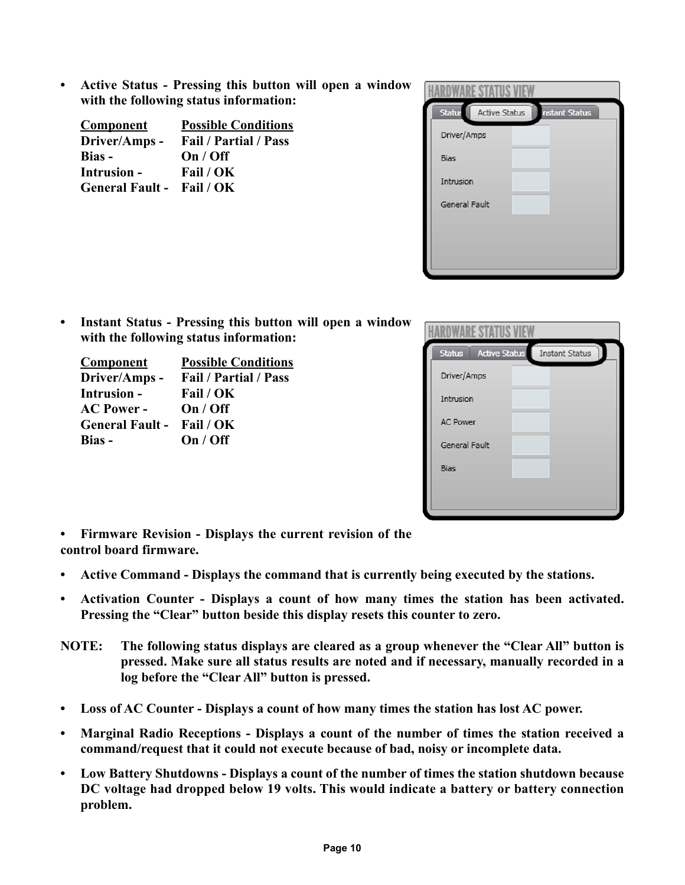- **Active Status - Pressing this button will open a window with the following status information:**

| Component | Possible Conditions |
| --- | --- |
| **Driver/Amps -** | **Fail / Partial / Pass** |
| **Bias -** | **On / Off** |
| **Intrusion -** | **Fail / OK** |
| **General Fault -** | **Fail / OK** |

- **Instant Status - Pressing this button will open a window with the following status information:**

| Component | Possible Conditions |
| --- | --- |
| **Driver/Amps -** | **Fail / Partial / Pass** |
| **Intrusion -** | **Fail / OK** |
| **AC Power -** | **On / Off** |
| **General Fault -** | **Fail / OK** |
| **Bias -** | **On / Off** |

- **Firmware Revision - Displays the current revision of the control board firmware.**
- **Active Command - Displays the command that is currently being executed by the stations.**
- **Activation Counter - Displays a count of how many times the station has been activated. Pressing the "Clear" button beside this display resets this counter to zero.**

**NOTE: The following status displays are cleared as a group whenever the "Clear All" button is pressed. Make sure all status results are noted and if necessary, manually recorded in a log before the "Clear All" button is pressed.**

- **Loss of AC Counter - Displays a count of how many times the station has lost AC power.**
- **Marginal Radio Receptions - Displays a count of the number of times the station received a command/request that it could not execute because of bad, noisy or incomplete data.**
- **Low Battery Shutdowns - Displays a count of the number of times the station shutdown because DC voltage had dropped below 19 volts. This would indicate a battery or battery connection problem.**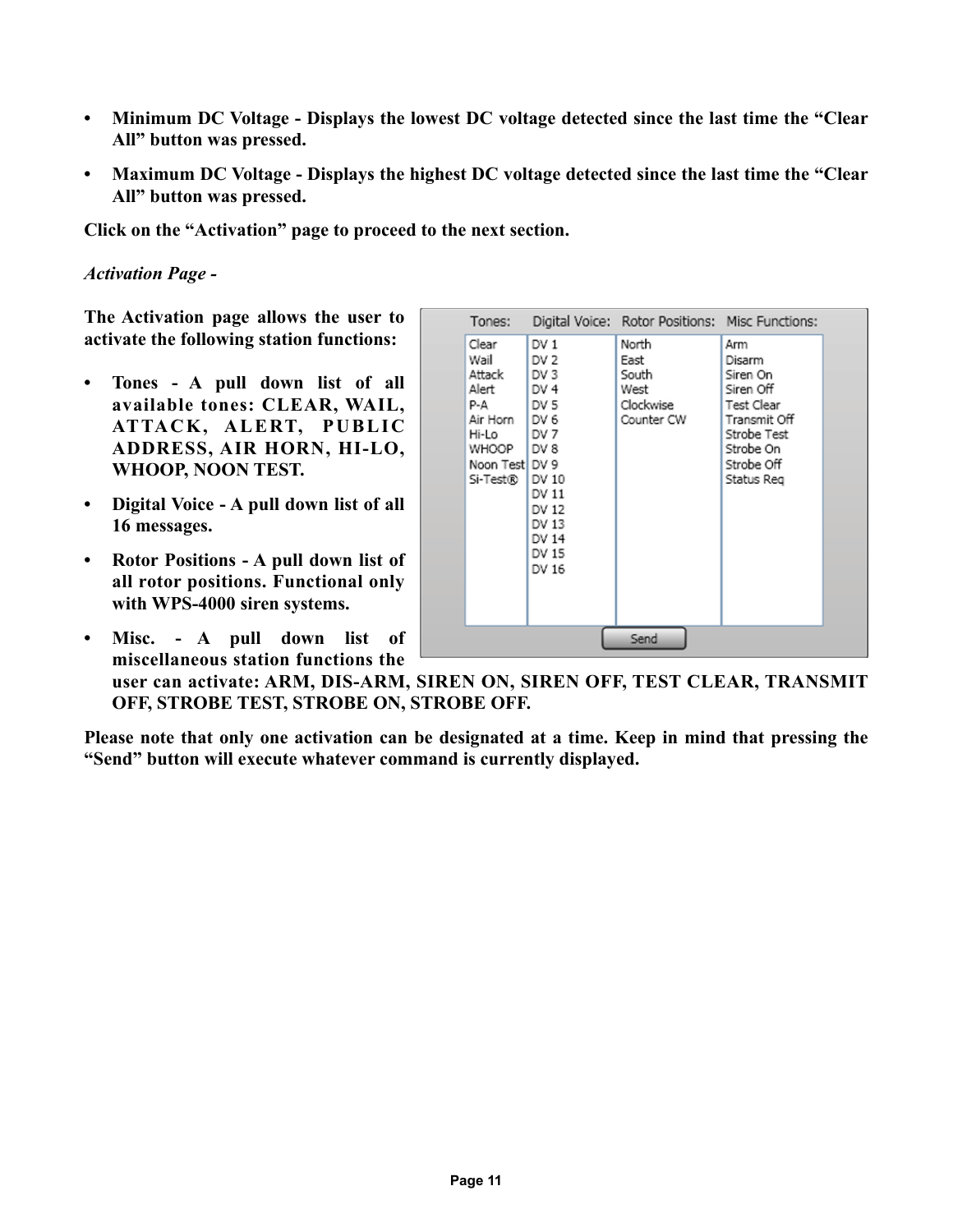- **Minimum DC Voltage - Displays the lowest DC voltage detected since the last time the "Clear All" button was pressed.**
- **Maximum DC Voltage - Displays the highest DC voltage detected since the last time the "Clear All" button was pressed.**

**Click on the "Activation" page to proceed to the next section.**

*Activation Page -*

**The Activation page allows the user to activate the following station functions:**

| Tones: | Digital Voice: | Rotor Positions: | Misc Functions: |
|---|---|---|---|
| Clear | DV 1 | North | Arm |
| Wail | DV 2 | East | Disarm |
| Attack | DV 3 | South | Siren On |
| Alert | DV 4 | West | Siren Off |
| P-A | DV 5 | Clockwise | Test Clear |
| Air Horn | DV 6 | Counter CW | Transmit Off |
| Hi-Lo | DV 7 | | Strobe Test |
| WHOOP | DV 8 | | Strobe On |
| Noon Test | DV 9 | | Strobe Off |
| Si-Test® | DV 10 | | Status Req |
| | DV 11 | | |
| | DV 12 | | |
| | DV 13 | | |
| | DV 14 | | |
| | DV 15 | | |
| | DV 16 | | |

Send

- **Tones - A pull down list of all available tones: CLEAR, WAIL, ATTACK, ALERT, PUBLIC ADDRESS, AIR HORN, HI-LO, WHOOP, NOON TEST.**
- **Digital Voice - A pull down list of all 16 messages.**
- **Rotor Positions - A pull down list of all rotor positions. Functional only with WPS-4000 siren systems.**
- **Misc. - A pull down list of miscellaneous station functions the user can activate: ARM, DIS-ARM, SIREN ON, SIREN OFF, TEST CLEAR, TRANSMIT OFF, STROBE TEST, STROBE ON, STROBE OFF.**

**Please note that only one activation can be designated at a time. Keep in mind that pressing the "Send" button will execute whatever command is currently displayed.**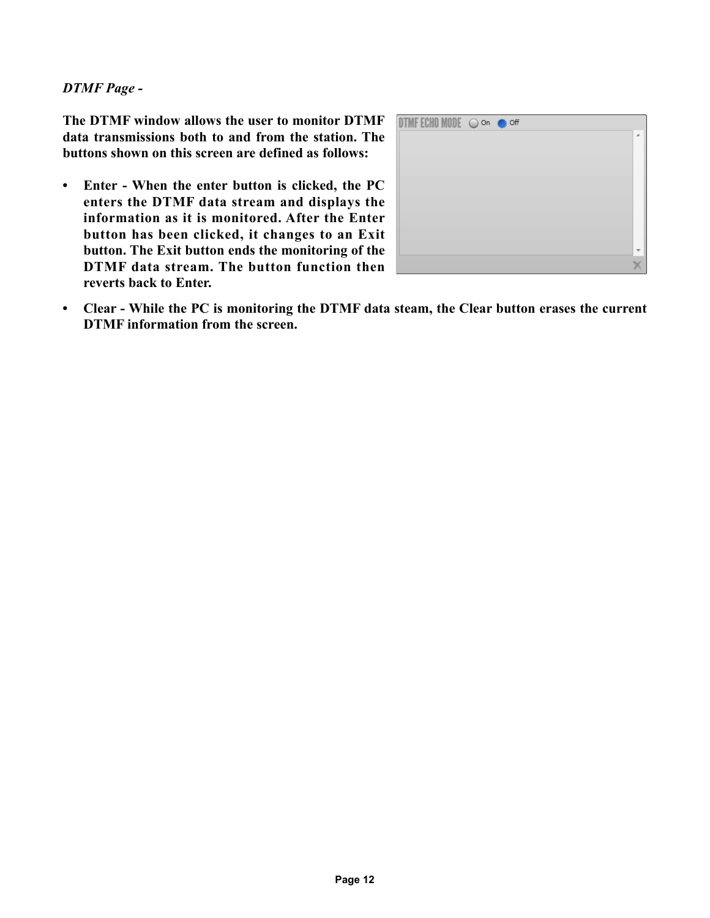*DTMF Page -*

**The DTMF window allows the user to monitor DTMF data transmissions both to and from the station. The buttons shown on this screen are defined as follows:**

- **Enter - When the enter button is clicked, the PC enters the DTMF data stream and displays the information as it is monitored. After the Enter button has been clicked, it changes to an Exit button. The Exit button ends the monitoring of the DTMF data stream. The button function then reverts back to Enter.**
- **Clear - While the PC is monitoring the DTMF data steam, the Clear button erases the current DTMF information from the screen.**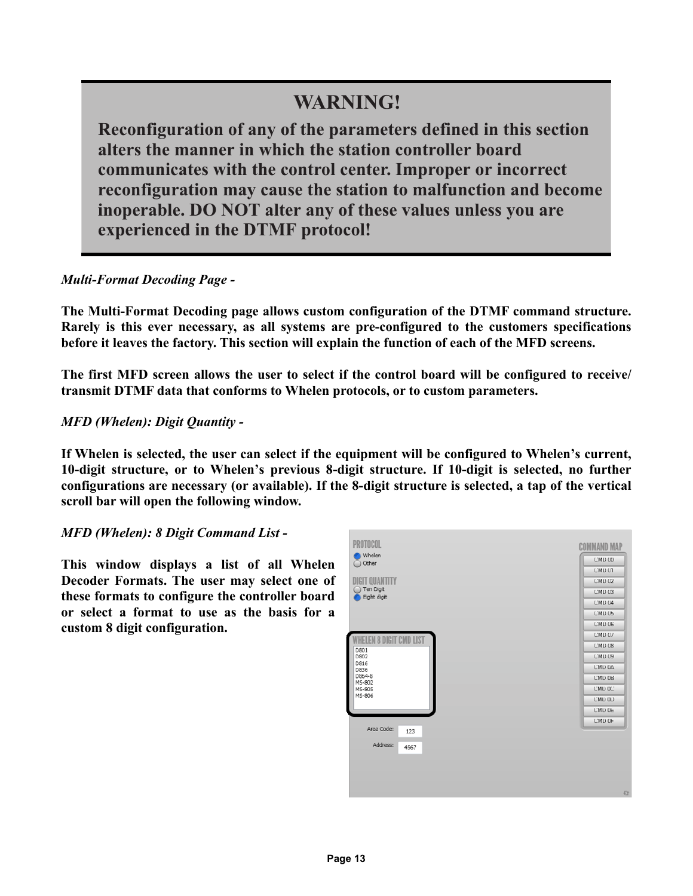## WARNING!

**Reconfiguration of any of the parameters defined in this section alters the manner in which the station controller board communicates with the control center. Improper or incorrect reconfiguration may cause the station to malfunction and become inoperable. DO NOT alter any of these values unless you are experienced in the DTMF protocol!**

*Multi-Format Decoding Page -*

**The Multi-Format Decoding page allows custom configuration of the DTMF command structure. Rarely is this ever necessary, as all systems are pre-configured to the customers specifications before it leaves the factory. This section will explain the function of each of the MFD screens.**

**The first MFD screen allows the user to select if the control board will be configured to receive/ transmit DTMF data that conforms to Whelen protocols, or to custom parameters.**

*MFD (Whelen): Digit Quantity -*

**If Whelen is selected, the user can select if the equipment will be configured to Whelen's current, 10-digit structure, or to Whelen's previous 8-digit structure. If 10-digit is selected, no further configurations are necessary (or available). If the 8-digit structure is selected, a tap of the vertical scroll bar will open the following window.**

*MFD (Whelen): 8 Digit Command List -*

**This window displays a list of all Whelen Decoder Formats. The user may select one of these formats to configure the controller board or select a format to use as the basis for a custom 8 digit configuration.**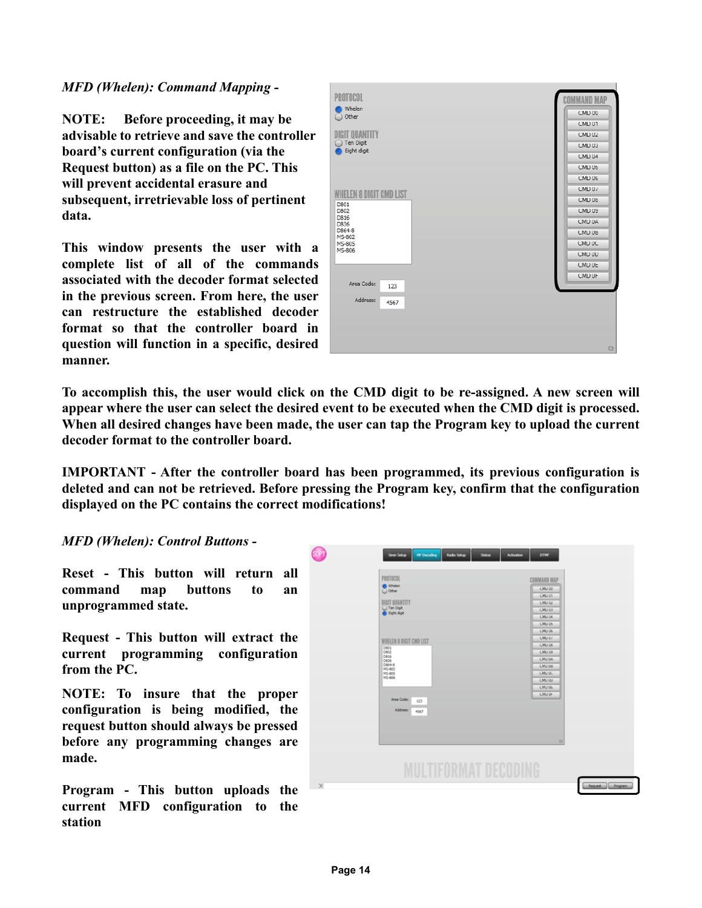*MFD (Whelen): Command Mapping -*

**NOTE: Before proceeding, it may be advisable to retrieve and save the controller board's current configuration (via the Request button) as a file on the PC. This will prevent accidental erasure and subsequent, irretrievable loss of pertinent data.**

**This window presents the user with a complete list of all of the commands associated with the decoder format selected in the previous screen. From here, the user can restructure the established decoder format so that the controller board in question will function in a specific, desired manner.**

**To accomplish this, the user would click on the CMD digit to be re-assigned. A new screen will appear where the user can select the desired event to be executed when the CMD digit is processed. When all desired changes have been made, the user can tap the Program key to upload the current decoder format to the controller board.**

**IMPORTANT - After the controller board has been programmed, its previous configuration is deleted and can not be retrieved. Before pressing the Program key, confirm that the configuration displayed on the PC contains the correct modifications!**

*MFD (Whelen): Control Buttons -*

**Reset - This button will return all command map buttons to an unprogrammed state.**

**Request - This button will extract the current programming configuration from the PC.**

**NOTE: To insure that the proper configuration is being modified, the request button should always be pressed before any programming changes are made.**

**Program - This button uploads the current MFD configuration to the station**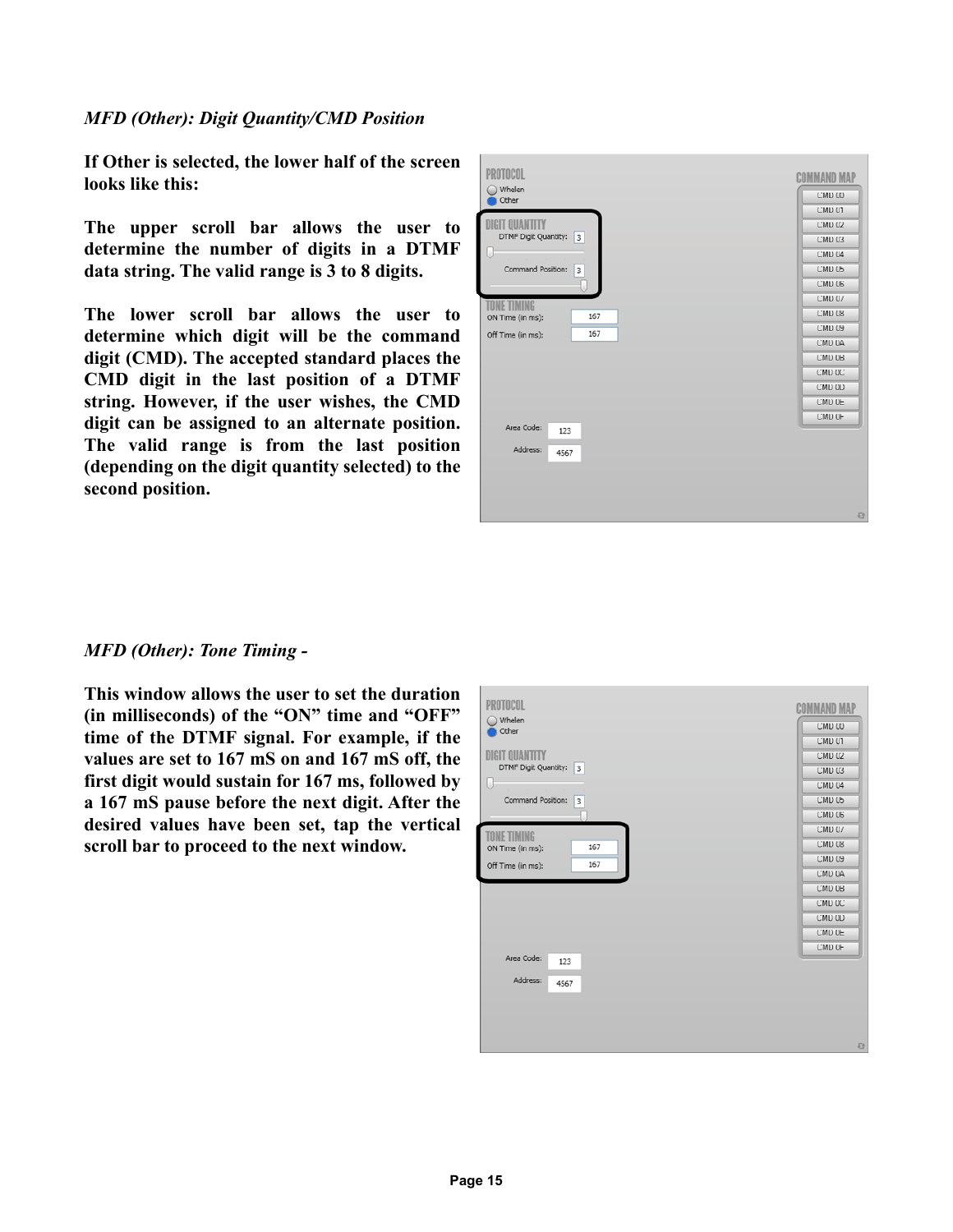*MFD (Other): Digit Quantity/CMD Position*

**If Other is selected, the lower half of the screen looks like this:**

**The upper scroll bar allows the user to determine the number of digits in a DTMF data string. The valid range is 3 to 8 digits.**

**The lower scroll bar allows the user to determine which digit will be the command digit (CMD). The accepted standard places the CMD digit in the last position of a DTMF string. However, if the user wishes, the CMD digit can be assigned to an alternate position. The valid range is from the last position (depending on the digit quantity selected) to the second position.**

*MFD (Other): Tone Timing -*

**This window allows the user to set the duration (in milliseconds) of the "ON" time and "OFF" time of the DTMF signal. For example, if the values are set to 167 mS on and 167 mS off, the first digit would sustain for 167 ms, followed by a 167 mS pause before the next digit. After the desired values have been set, tap the vertical scroll bar to proceed to the next window.**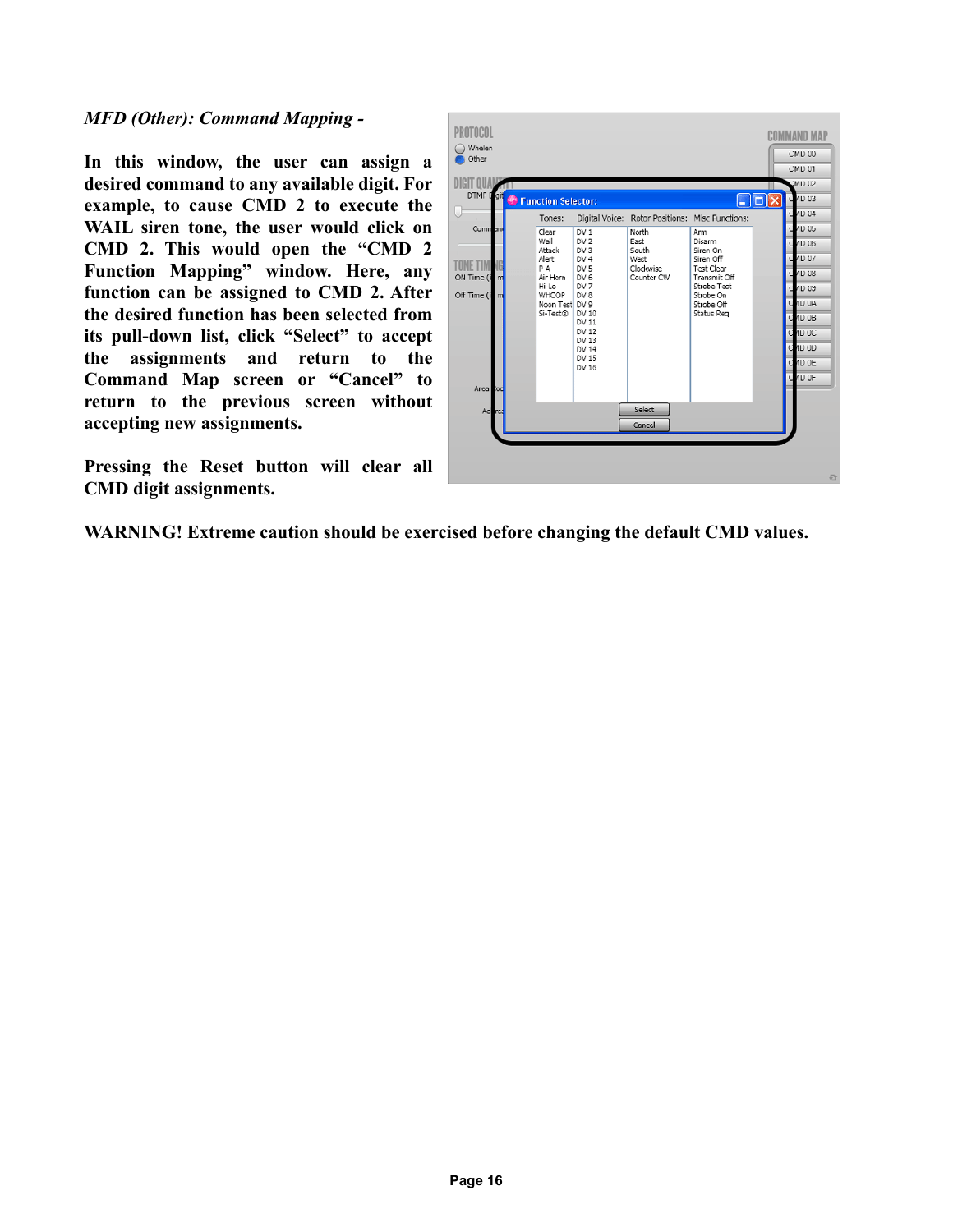*MFD (Other): Command Mapping -*

**In this window, the user can assign a desired command to any available digit. For example, to cause CMD 2 to execute the WAIL siren tone, the user would click on CMD 2. This would open the "CMD 2 Function Mapping" window. Here, any function can be assigned to CMD 2. After the desired function has been selected from its pull-down list, click "Select" to accept the assignments and return to the Command Map screen or "Cancel" to return to the previous screen without accepting new assignments.**

**Pressing the Reset button will clear all CMD digit assignments.**

**WARNING! Extreme caution should be exercised before changing the default CMD values.**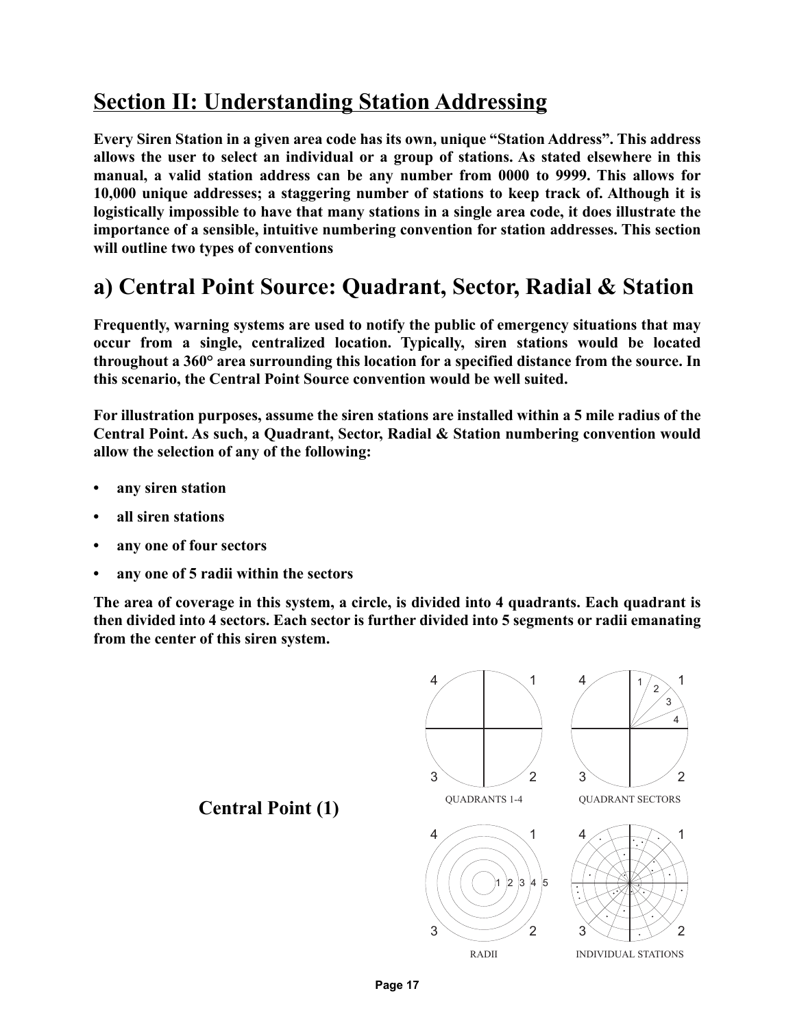## Section II: Understanding Station Addressing

**Every Siren Station in a given area code has its own, unique "Station Address". This address allows the user to select an individual or a group of stations. As stated elsewhere in this manual, a valid station address can be any number from 0000 to 9999. This allows for 10,000 unique addresses; a staggering number of stations to keep track of. Although it is logistically impossible to have that many stations in a single area code, it does illustrate the importance of a sensible, intuitive numbering convention for station addresses. This section will outline two types of conventions**

## a) Central Point Source: Quadrant, Sector, Radial & Station

**Frequently, warning systems are used to notify the public of emergency situations that may occur from a single, centralized location. Typically, siren stations would be located throughout a 360° area surrounding this location for a specified distance from the source. In this scenario, the Central Point Source convention would be well suited.**

**For illustration purposes, assume the siren stations are installed within a 5 mile radius of the Central Point. As such, a Quadrant, Sector, Radial & Station numbering convention would allow the selection of any of the following:**

- **any siren station**
- **all siren stations**
- **any one of four sectors**
- **any one of 5 radii within the sectors**

**The area of coverage in this system, a circle, is divided into 4 quadrants. Each quadrant is then divided into 4 sectors. Each sector is further divided into 5 segments or radii emanating from the center of this siren system.**

**Central Point (1)**

QUADRANTS 1-4

QUADRANT SECTORS

RADII

INDIVIDUAL STATIONS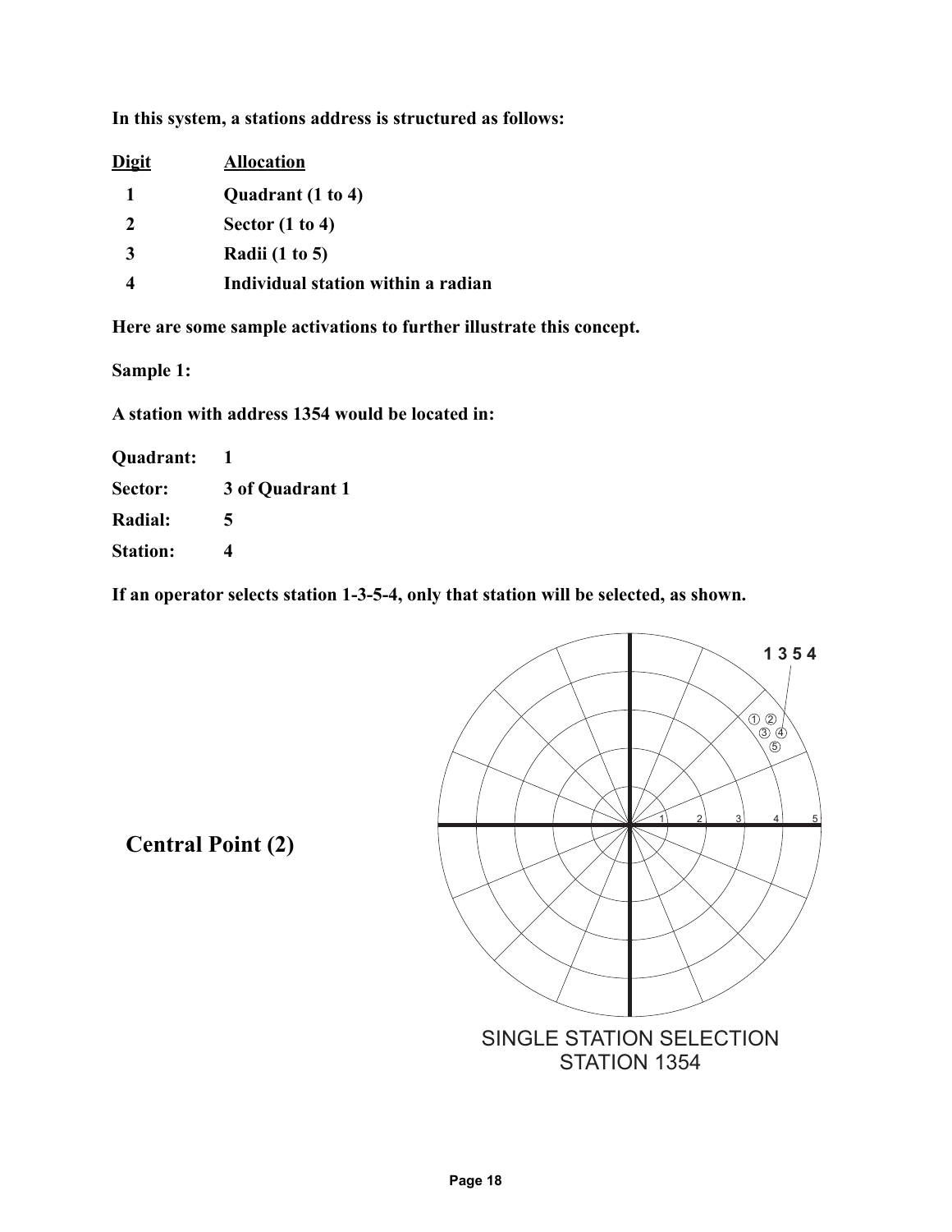**In this system, a stations address is structured as follows:**

| Digit | Allocation |
|---|---|
| 1 | Quadrant (1 to 4) |
| 2 | Sector (1 to 4) |
| 3 | Radii (1 to 5) |
| 4 | Individual station within a radian |

**Here are some sample activations to further illustrate this concept.**

**Sample 1:**

**A station with address 1354 would be located in:**

| | |
|---|---|
| **Quadrant:** | **1** |
| **Sector:** | **3 of Quadrant 1** |
| **Radial:** | **5** |
| **Station:** | **4** |

**If an operator selects station 1-3-5-4, only that station will be selected, as shown.**

**Central Point (2)**

1 3 5 4

SINGLE STATION SELECTION
STATION 1354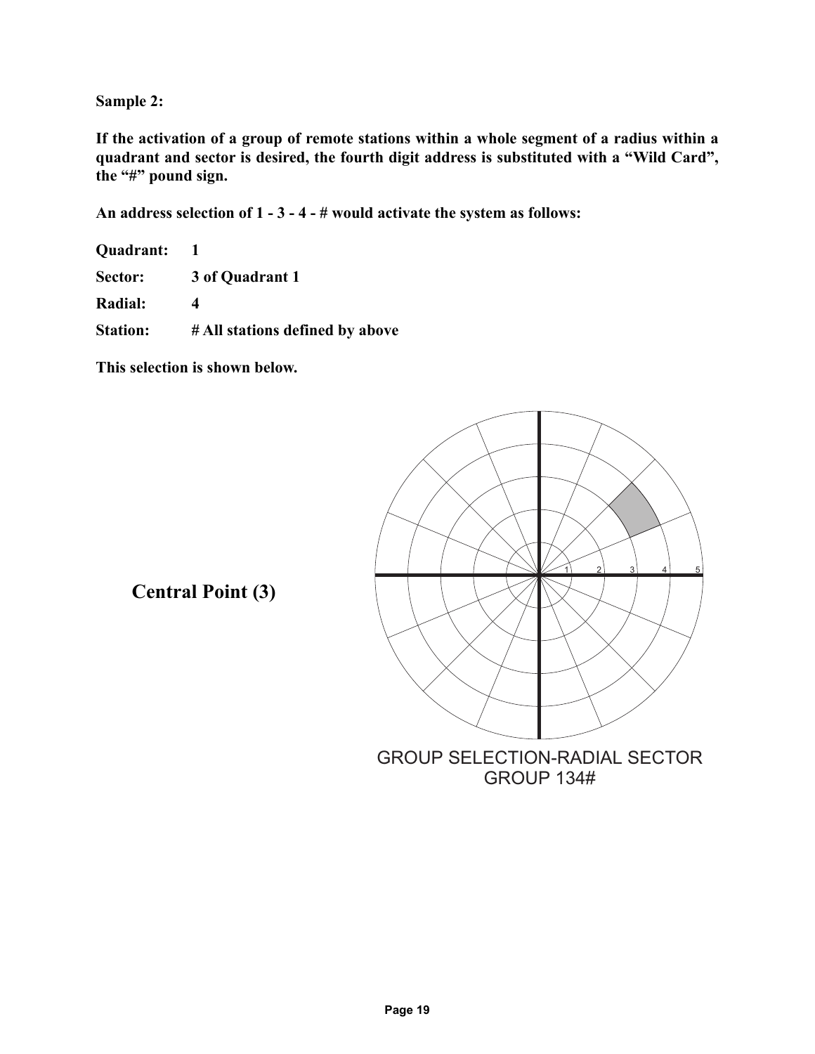**Sample 2:**

**If the activation of a group of remote stations within a whole segment of a radius within a quadrant and sector is desired, the fourth digit address is substituted with a "Wild Card", the "#" pound sign.**

**An address selection of 1 - 3 - 4 - # would activate the system as follows:**

**Quadrant:** **1**

**Sector:** **3 of Quadrant 1**

**Radial:** **4**

**Station:** **# All stations defined by above**

**This selection is shown below.**

**Central Point (3)**

GROUP SELECTION-RADIAL SECTOR
GROUP 134#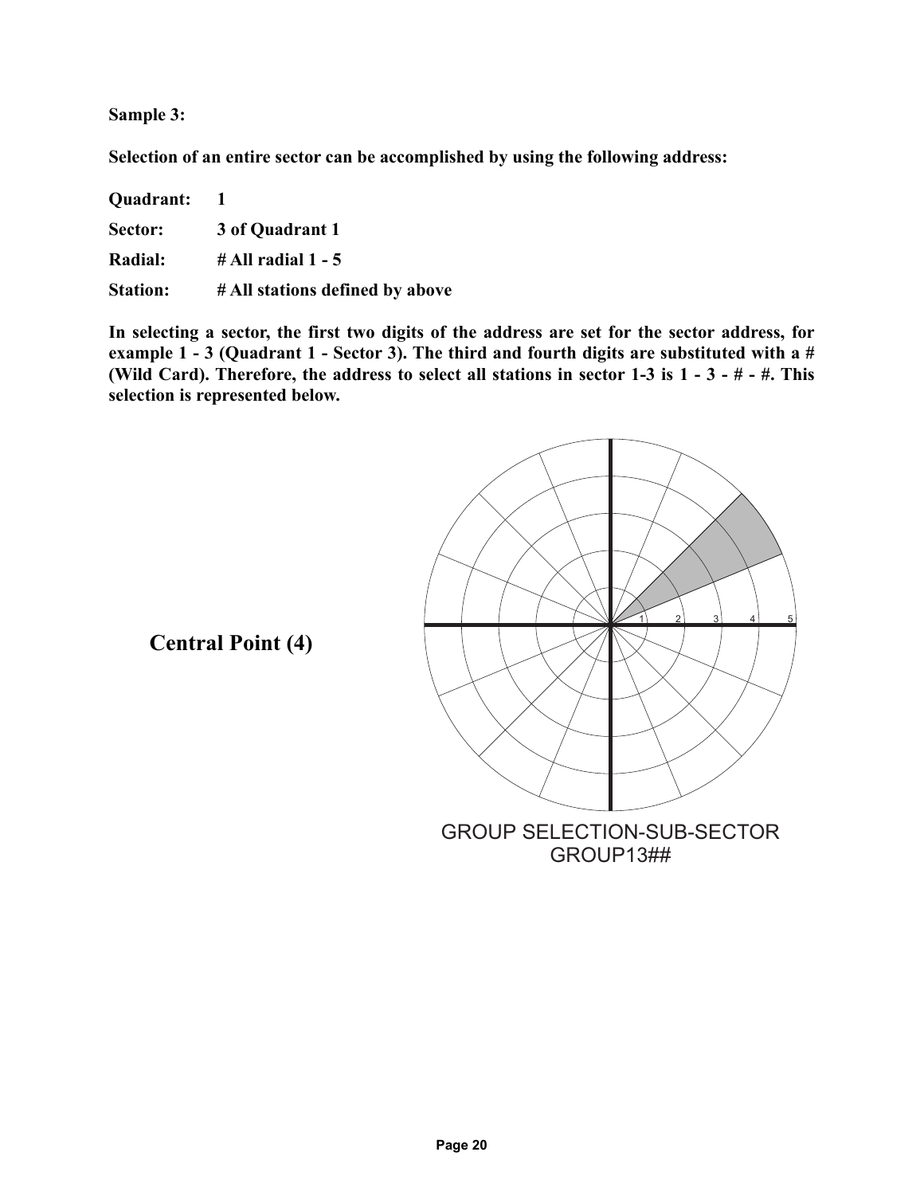**Sample 3:**

**Selection of an entire sector can be accomplished by using the following address:**

**Quadrant:** **1**

**Sector:** **3 of Quadrant 1**

**Radial:** **# All radial 1 - 5**

**Station:** **# All stations defined by above**

**In selecting a sector, the first two digits of the address are set for the sector address, for example 1 - 3 (Quadrant 1 - Sector 3). The third and fourth digits are substituted with a # (Wild Card). Therefore, the address to select all stations in sector 1-3 is 1 - 3 - # - #. This selection is represented below.**

**Central Point (4)**

GROUP SELECTION-SUB-SECTOR
GROUP13##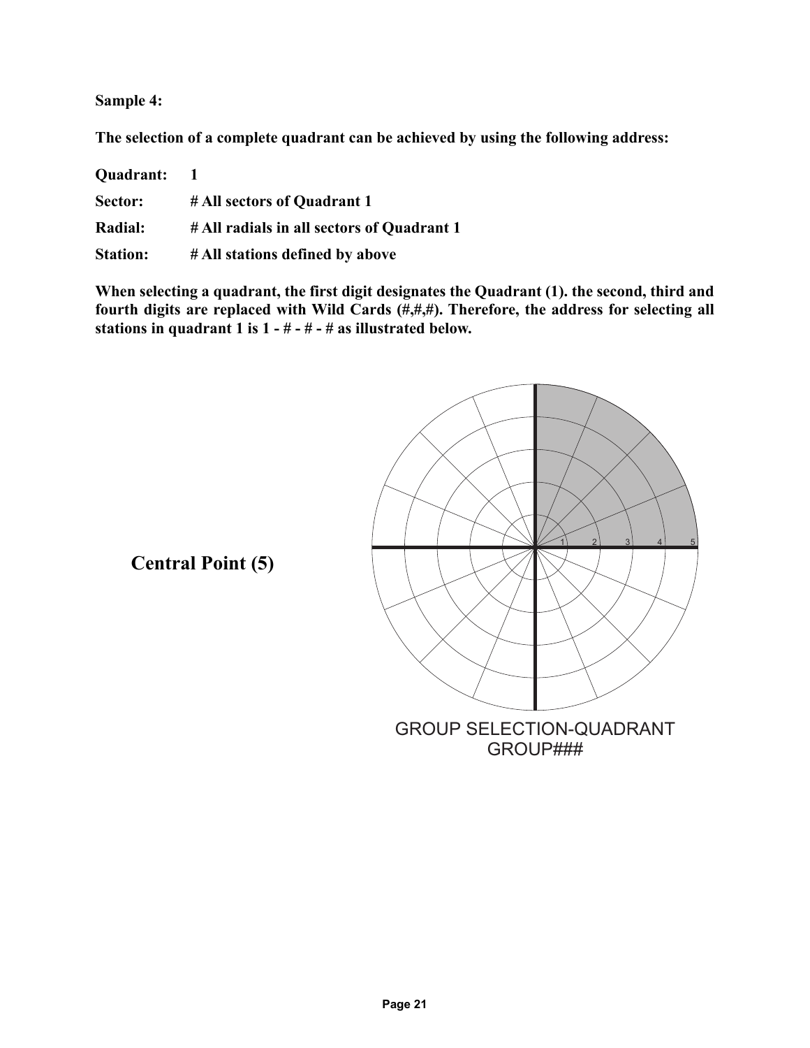**Sample 4:**

**The selection of a complete quadrant can be achieved by using the following address:**

**Quadrant: 1**

**Sector: # All sectors of Quadrant 1**

**Radial: # All radials in all sectors of Quadrant 1**

**Station: # All stations defined by above**

**When selecting a quadrant, the first digit designates the Quadrant (1). the second, third and fourth digits are replaced with Wild Cards (#,#,#). Therefore, the address for selecting all stations in quadrant 1 is 1 - # - # - # as illustrated below.**

**Central Point (5)**

1 2 3 4 5

GROUP SELECTION-QUADRANT
GROUP###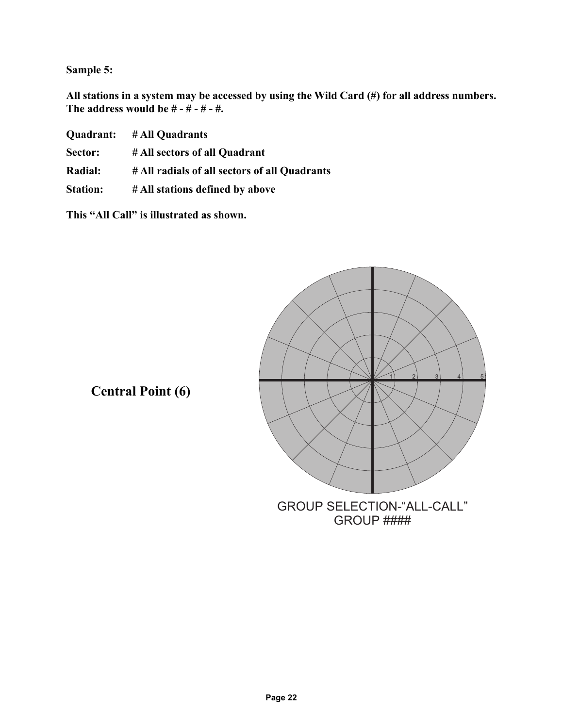**Sample 5:**

**All stations in a system may be accessed by using the Wild Card (#) for all address numbers. The address would be # - # - # - #.**

**Quadrant:** **# All Quadrants**

**Sector:** **# All sectors of all Quadrant**

**Radial:** **# All radials of all sectors of all Quadrants**

**Station:** **# All stations defined by above**

**This "All Call" is illustrated as shown.**

**Central Point (6)**

GROUP SELECTION-"ALL-CALL"
GROUP ####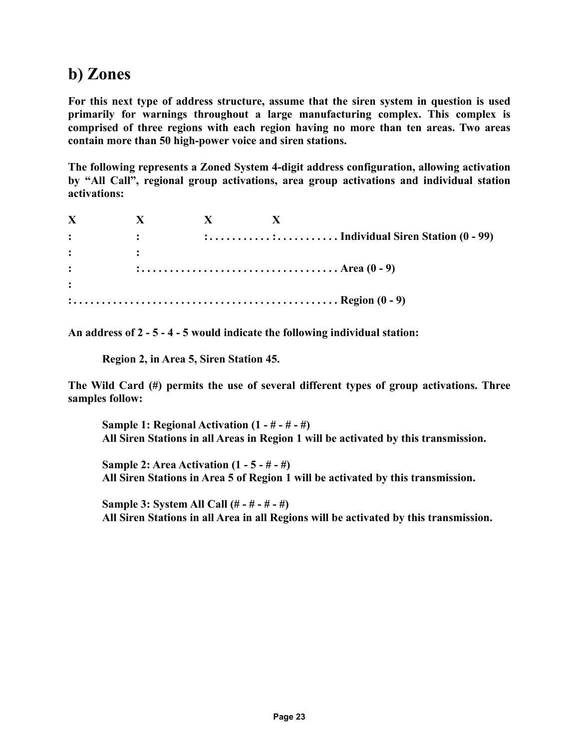## b) Zones

**For this next type of address structure, assume that the siren system in question is used primarily for warnings throughout a large manufacturing complex. This complex is comprised of three regions with each region having no more than ten areas. Two areas contain more than 50 high-power voice and siren stations.**

**The following represents a Zoned System 4-digit address configuration, allowing activation by "All Call", regional group activations, area group activations and individual station activations:**

```
X          X          X          X
:          :          : . . . . . . . . . . . : . . . . . . . . . . . Individual Siren Station (0 - 99)
:          :
:          : . . . . . . . . . . . . . . . . . . . . . . . . . . . . . . . . . . Area (0 - 9)
:
: . . . . . . . . . . . . . . . . . . . . . . . . . . . . . . . . . . . . . . . . . . . . . Region (0 - 9)
```

**An address of 2 - 5 - 4 - 5 would indicate the following individual station:**

**Region 2, in Area 5, Siren Station 45.**

**The Wild Card (#) permits the use of several different types of group activations. Three samples follow:**

**Sample 1: Regional Activation (1 - # - # - #)**
**All Siren Stations in all Areas in Region 1 will be activated by this transmission.**

**Sample 2: Area Activation (1 - 5 - # - #)**
**All Siren Stations in Area 5 of Region 1 will be activated by this transmission.**

**Sample 3: System All Call (# - # - # - #)**
**All Siren Stations in all Area in all Regions will be activated by this transmission.**